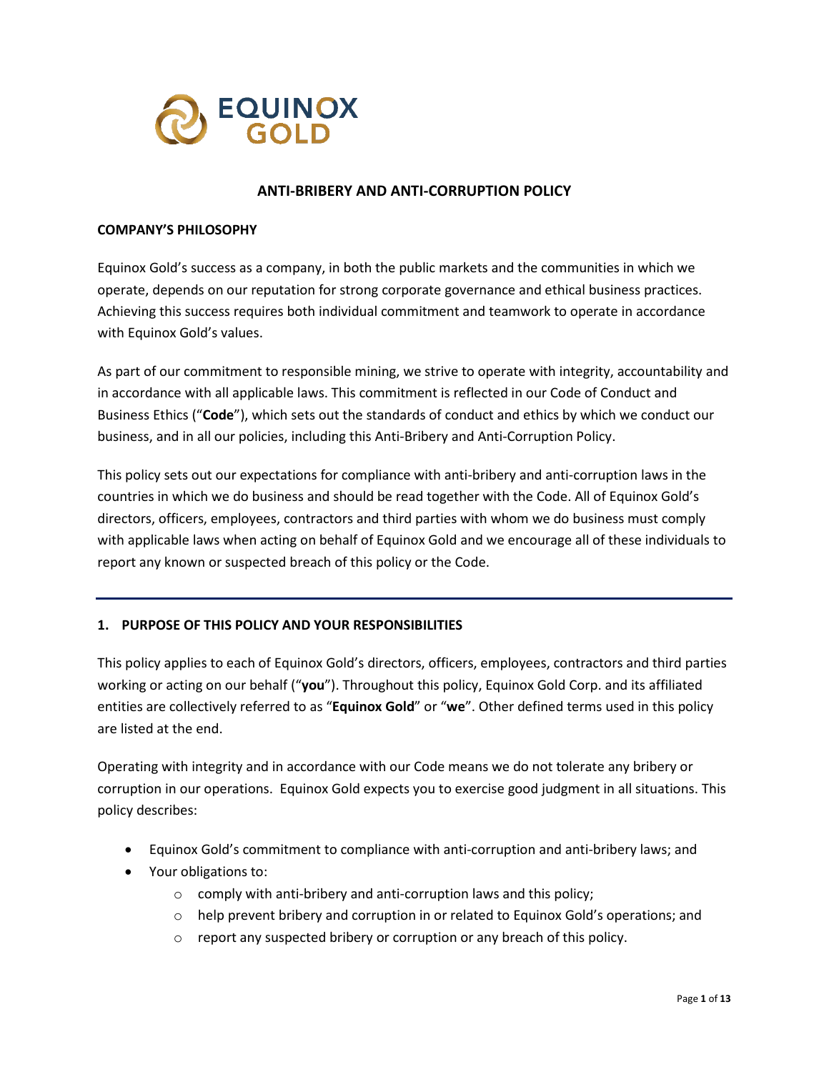# ANTI-BRIBERY AND ANTI-CORRUPTION POLICY

## COMPANY'S PHILOSOPHY

Equinox Gold's success as a company, in both the public markets and the communities in which we operate, depends on our reputation for strong corporate governance and ethical business practices. Achieving this success requires both individual commitment and teamwork to operate in accordance with Equinox Gold's values.

As part of our commitment to responsible mining, we strive to operate with integrity, accountability and in accordance with all applicable laws. This commitment is reflected in our Code of Conduct and Business Ethics ("**Code**"), which sets out the standards of conduct and ethics by which we conduct our business, and in all our policies, including this Anti-Bribery and Anti-Corruption Policy.

This policy sets out our expectations for compliance with anti-bribery and anti-corruption laws in the countries in which we do business and should be read together with the Code. All of Equinox Gold's directors, officers, employees, contractors and third parties with whom we do business must comply with applicable laws when acting on behalf of Equinox Gold and we encourage all of these individuals to report any known or suspected breach of this policy or the Code.

---

## 1. PURPOSE OF THIS POLICY AND YOUR RESPONSIBILITIES

This policy applies to each of Equinox Gold's directors, officers, employees, contractors and third parties working or acting on our behalf ("**you**"). Throughout this policy, Equinox Gold Corp. and its affiliated entities are collectively referred to as "**Equinox Gold**" or "**we**". Other defined terms used in this policy are listed at the end.

Operating with integrity and in accordance with our Code means we do not tolerate any bribery or corruption in our operations. Equinox Gold expects you to exercise good judgment in all situations. This policy describes:

- Equinox Gold's commitment to compliance with anti-corruption and anti-bribery laws; and
- Your obligations to:
  - comply with anti-bribery and anti-corruption laws and this policy;
  - help prevent bribery and corruption in or related to Equinox Gold's operations; and
  - report any suspected bribery or corruption or any breach of this policy.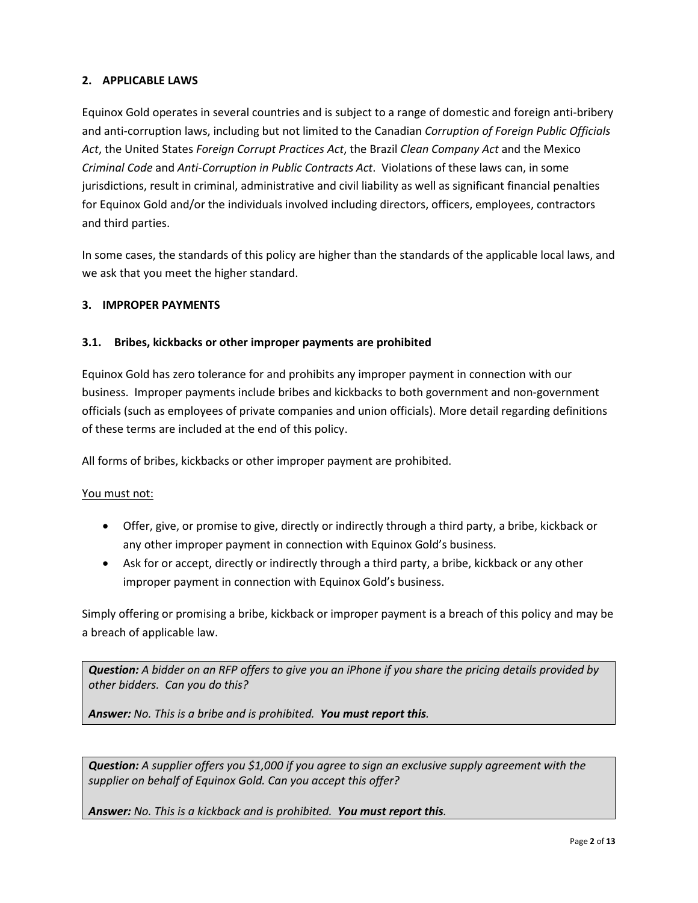## 2. APPLICABLE LAWS

Equinox Gold operates in several countries and is subject to a range of domestic and foreign anti-bribery and anti-corruption laws, including but not limited to the Canadian *Corruption of Foreign Public Officials Act*, the United States *Foreign Corrupt Practices Act*, the Brazil *Clean Company Act* and the Mexico *Criminal Code* and *Anti-Corruption in Public Contracts Act*. Violations of these laws can, in some jurisdictions, result in criminal, administrative and civil liability as well as significant financial penalties for Equinox Gold and/or the individuals involved including directors, officers, employees, contractors and third parties.

In some cases, the standards of this policy are higher than the standards of the applicable local laws, and we ask that you meet the higher standard.

## 3. IMPROPER PAYMENTS

### 3.1. Bribes, kickbacks or other improper payments are prohibited

Equinox Gold has zero tolerance for and prohibits any improper payment in connection with our business. Improper payments include bribes and kickbacks to both government and non-government officials (such as employees of private companies and union officials). More detail regarding definitions of these terms are included at the end of this policy.

All forms of bribes, kickbacks or other improper payment are prohibited.

<u>You must not:</u>

- Offer, give, or promise to give, directly or indirectly through a third party, a bribe, kickback or any other improper payment in connection with Equinox Gold's business.
- Ask for or accept, directly or indirectly through a third party, a bribe, kickback or any other improper payment in connection with Equinox Gold's business.

Simply offering or promising a bribe, kickback or improper payment is a breach of this policy and may be a breach of applicable law.

> ***Question:*** *A bidder on an RFP offers to give you an iPhone if you share the pricing details provided by other bidders. Can you do this?*
>
> ***Answer:*** *No. This is a bribe and is prohibited.* ***You must report this****.*

> ***Question:*** *A supplier offers you $1,000 if you agree to sign an exclusive supply agreement with the supplier on behalf of Equinox Gold. Can you accept this offer?*
>
> ***Answer:*** *No. This is a kickback and is prohibited.* ***You must report this****.*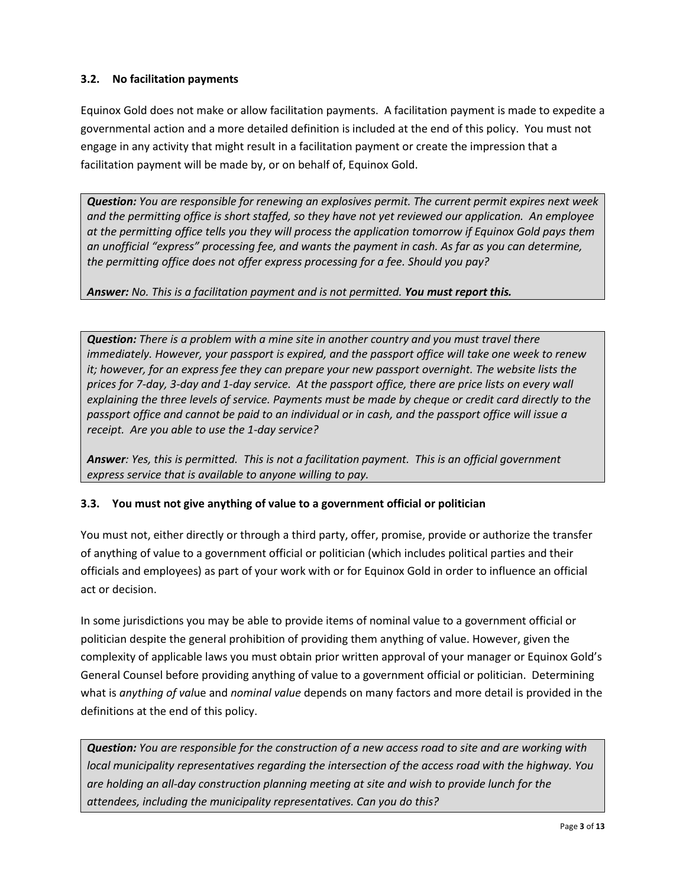### 3.2. No facilitation payments

Equinox Gold does not make or allow facilitation payments. A facilitation payment is made to expedite a governmental action and a more detailed definition is included at the end of this policy. You must not engage in any activity that might result in a facilitation payment or create the impression that a facilitation payment will be made by, or on behalf of, Equinox Gold.

> ***Question:*** *You are responsible for renewing an explosives permit. The current permit expires next week and the permitting office is short staffed, so they have not yet reviewed our application. An employee at the permitting office tells you they will process the application tomorrow if Equinox Gold pays them an unofficial "express" processing fee, and wants the payment in cash. As far as you can determine, the permitting office does not offer express processing for a fee. Should you pay?*
>
> ***Answer:*** *No. This is a facilitation payment and is not permitted.* ***You must report this.***

> ***Question:*** *There is a problem with a mine site in another country and you must travel there immediately. However, your passport is expired, and the passport office will take one week to renew it; however, for an express fee they can prepare your new passport overnight. The website lists the prices for 7-day, 3-day and 1-day service. At the passport office, there are price lists on every wall explaining the three levels of service. Payments must be made by cheque or credit card directly to the passport office and cannot be paid to an individual or in cash, and the passport office will issue a receipt. Are you able to use the 1-day service?*
>
> ***Answer****: Yes, this is permitted. This is not a facilitation payment. This is an official government express service that is available to anyone willing to pay.*

### 3.3. You must not give anything of value to a government official or politician

You must not, either directly or through a third party, offer, promise, provide or authorize the transfer of anything of value to a government official or politician (which includes political parties and their officials and employees) as part of your work with or for Equinox Gold in order to influence an official act or decision.

In some jurisdictions you may be able to provide items of nominal value to a government official or politician despite the general prohibition of providing them anything of value. However, given the complexity of applicable laws you must obtain prior written approval of your manager or Equinox Gold's General Counsel before providing anything of value to a government official or politician. Determining what is *anything of value* and *nominal value* depends on many factors and more detail is provided in the definitions at the end of this policy.

> ***Question:*** *You are responsible for the construction of a new access road to site and are working with local municipality representatives regarding the intersection of the access road with the highway. You are holding an all-day construction planning meeting at site and wish to provide lunch for the attendees, including the municipality representatives. Can you do this?*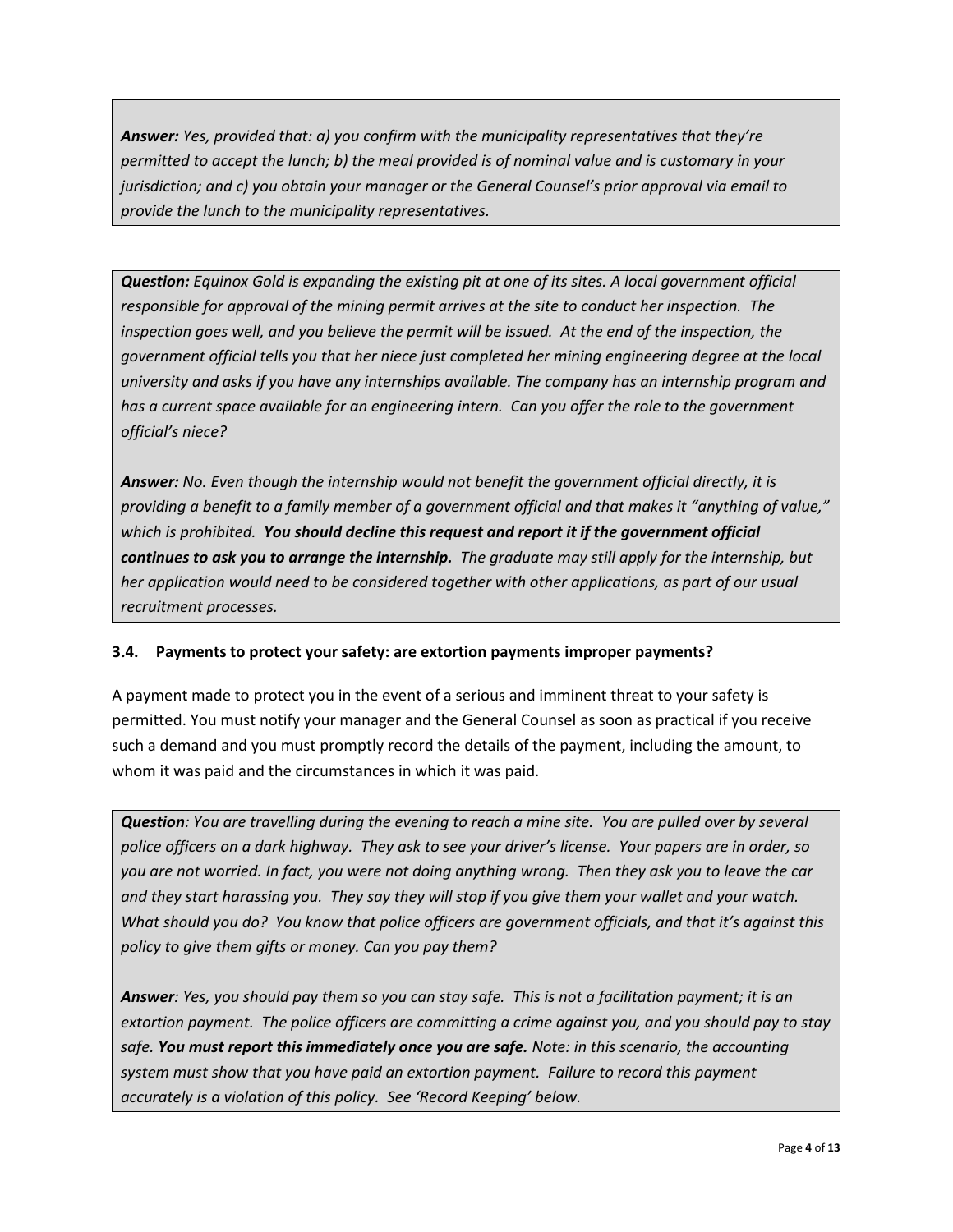***Answer:*** *Yes, provided that: a) you confirm with the municipality representatives that they're permitted to accept the lunch; b) the meal provided is of nominal value and is customary in your jurisdiction; and c) you obtain your manager or the General Counsel's prior approval via email to provide the lunch to the municipality representatives.*

***Question:*** *Equinox Gold is expanding the existing pit at one of its sites. A local government official responsible for approval of the mining permit arrives at the site to conduct her inspection. The inspection goes well, and you believe the permit will be issued. At the end of the inspection, the government official tells you that her niece just completed her mining engineering degree at the local university and asks if you have any internships available. The company has an internship program and has a current space available for an engineering intern. Can you offer the role to the government official's niece?*

***Answer:*** *No. Even though the internship would not benefit the government official directly, it is providing a benefit to a family member of a government official and that makes it "anything of value," which is prohibited.* ***You should decline this request and report it if the government official continues to ask you to arrange the internship.*** *The graduate may still apply for the internship, but her application would need to be considered together with other applications, as part of our usual recruitment processes.*

### 3.4. Payments to protect your safety: are extortion payments improper payments?

A payment made to protect you in the event of a serious and imminent threat to your safety is permitted. You must notify your manager and the General Counsel as soon as practical if you receive such a demand and you must promptly record the details of the payment, including the amount, to whom it was paid and the circumstances in which it was paid.

***Question****: You are travelling during the evening to reach a mine site. You are pulled over by several police officers on a dark highway. They ask to see your driver's license. Your papers are in order, so you are not worried. In fact, you were not doing anything wrong. Then they ask you to leave the car and they start harassing you. They say they will stop if you give them your wallet and your watch. What should you do? You know that police officers are government officials, and that it's against this policy to give them gifts or money. Can you pay them?*

***Answer****: Yes, you should pay them so you can stay safe. This is not a facilitation payment; it is an extortion payment. The police officers are committing a crime against you, and you should pay to stay safe.* ***You must report this immediately once you are safe.*** *Note: in this scenario, the accounting system must show that you have paid an extortion payment. Failure to record this payment accurately is a violation of this policy. See 'Record Keeping' below.*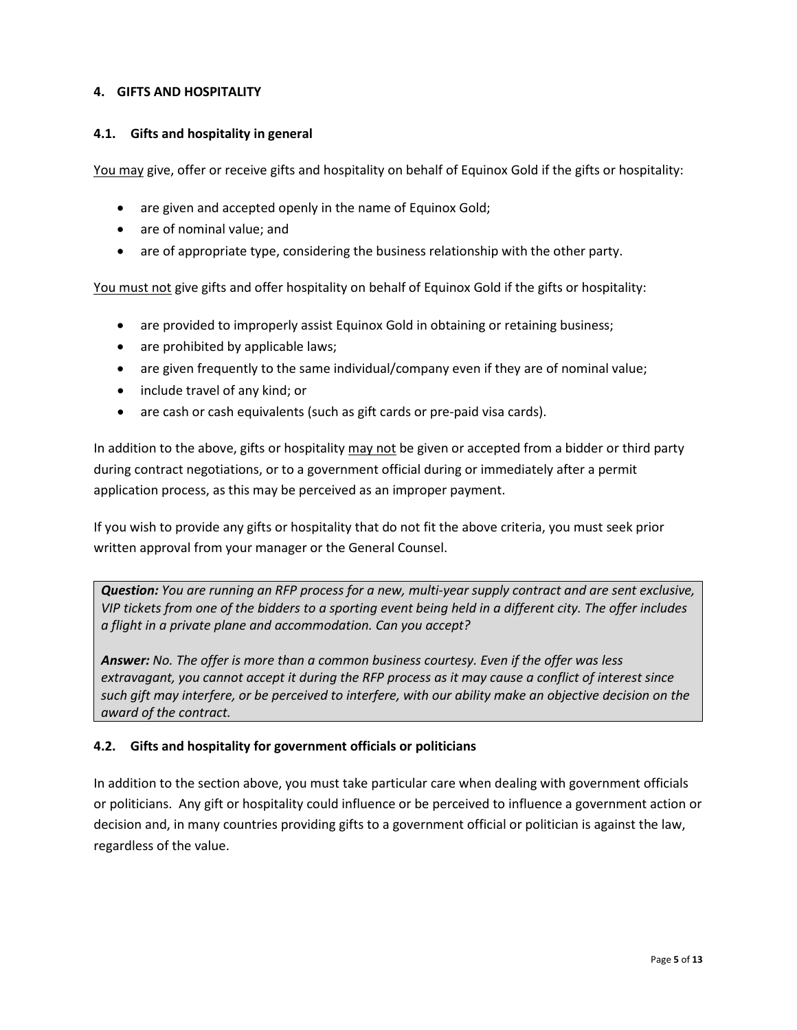## 4. GIFTS AND HOSPITALITY

### 4.1. Gifts and hospitality in general

<u>You may</u> give, offer or receive gifts and hospitality on behalf of Equinox Gold if the gifts or hospitality:

- are given and accepted openly in the name of Equinox Gold;
- are of nominal value; and
- are of appropriate type, considering the business relationship with the other party.

<u>You must not</u> give gifts and offer hospitality on behalf of Equinox Gold if the gifts or hospitality:

- are provided to improperly assist Equinox Gold in obtaining or retaining business;
- are prohibited by applicable laws;
- are given frequently to the same individual/company even if they are of nominal value;
- include travel of any kind; or
- are cash or cash equivalents (such as gift cards or pre-paid visa cards).

In addition to the above, gifts or hospitality <u>may not</u> be given or accepted from a bidder or third party during contract negotiations, or to a government official during or immediately after a permit application process, as this may be perceived as an improper payment.

If you wish to provide any gifts or hospitality that do not fit the above criteria, you must seek prior written approval from your manager or the General Counsel.

> ***Question:*** *You are running an RFP process for a new, multi-year supply contract and are sent exclusive, VIP tickets from one of the bidders to a sporting event being held in a different city. The offer includes a flight in a private plane and accommodation. Can you accept?*
>
> ***Answer:*** *No. The offer is more than a common business courtesy. Even if the offer was less extravagant, you cannot accept it during the RFP process as it may cause a conflict of interest since such gift may interfere, or be perceived to interfere, with our ability make an objective decision on the award of the contract.*

### 4.2. Gifts and hospitality for government officials or politicians

In addition to the section above, you must take particular care when dealing with government officials or politicians. Any gift or hospitality could influence or be perceived to influence a government action or decision and, in many countries providing gifts to a government official or politician is against the law, regardless of the value.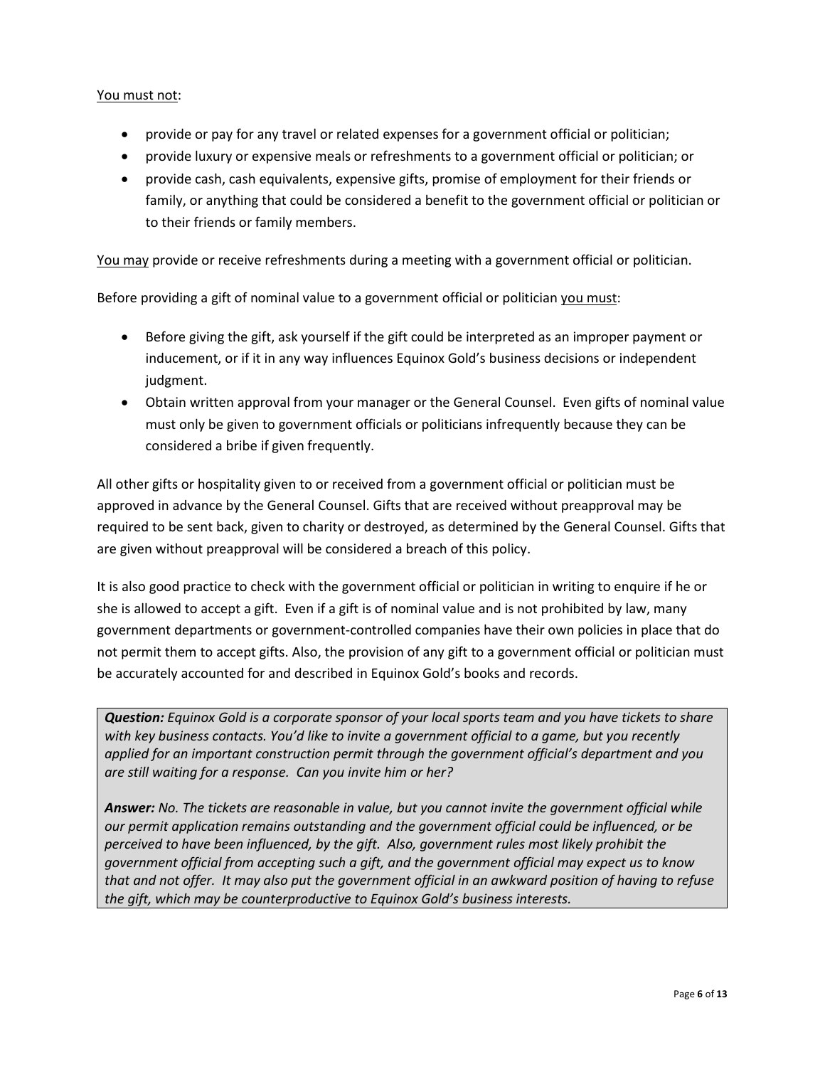<u>You must not</u>:

- provide or pay for any travel or related expenses for a government official or politician;
- provide luxury or expensive meals or refreshments to a government official or politician; or
- provide cash, cash equivalents, expensive gifts, promise of employment for their friends or family, or anything that could be considered a benefit to the government official or politician or to their friends or family members.

<u>You may</u> provide or receive refreshments during a meeting with a government official or politician.

Before providing a gift of nominal value to a government official or politician <u>you must</u>:

- Before giving the gift, ask yourself if the gift could be interpreted as an improper payment or inducement, or if it in any way influences Equinox Gold's business decisions or independent judgment.
- Obtain written approval from your manager or the General Counsel. Even gifts of nominal value must only be given to government officials or politicians infrequently because they can be considered a bribe if given frequently.

All other gifts or hospitality given to or received from a government official or politician must be approved in advance by the General Counsel. Gifts that are received without preapproval may be required to be sent back, given to charity or destroyed, as determined by the General Counsel. Gifts that are given without preapproval will be considered a breach of this policy.

It is also good practice to check with the government official or politician in writing to enquire if he or she is allowed to accept a gift. Even if a gift is of nominal value and is not prohibited by law, many government departments or government-controlled companies have their own policies in place that do not permit them to accept gifts. Also, the provision of any gift to a government official or politician must be accurately accounted for and described in Equinox Gold's books and records.

> ***Question:*** *Equinox Gold is a corporate sponsor of your local sports team and you have tickets to share with key business contacts. You'd like to invite a government official to a game, but you recently applied for an important construction permit through the government official's department and you are still waiting for a response. Can you invite him or her?*
>
> ***Answer:*** *No. The tickets are reasonable in value, but you cannot invite the government official while our permit application remains outstanding and the government official could be influenced, or be perceived to have been influenced, by the gift. Also, government rules most likely prohibit the government official from accepting such a gift, and the government official may expect us to know that and not offer. It may also put the government official in an awkward position of having to refuse the gift, which may be counterproductive to Equinox Gold's business interests.*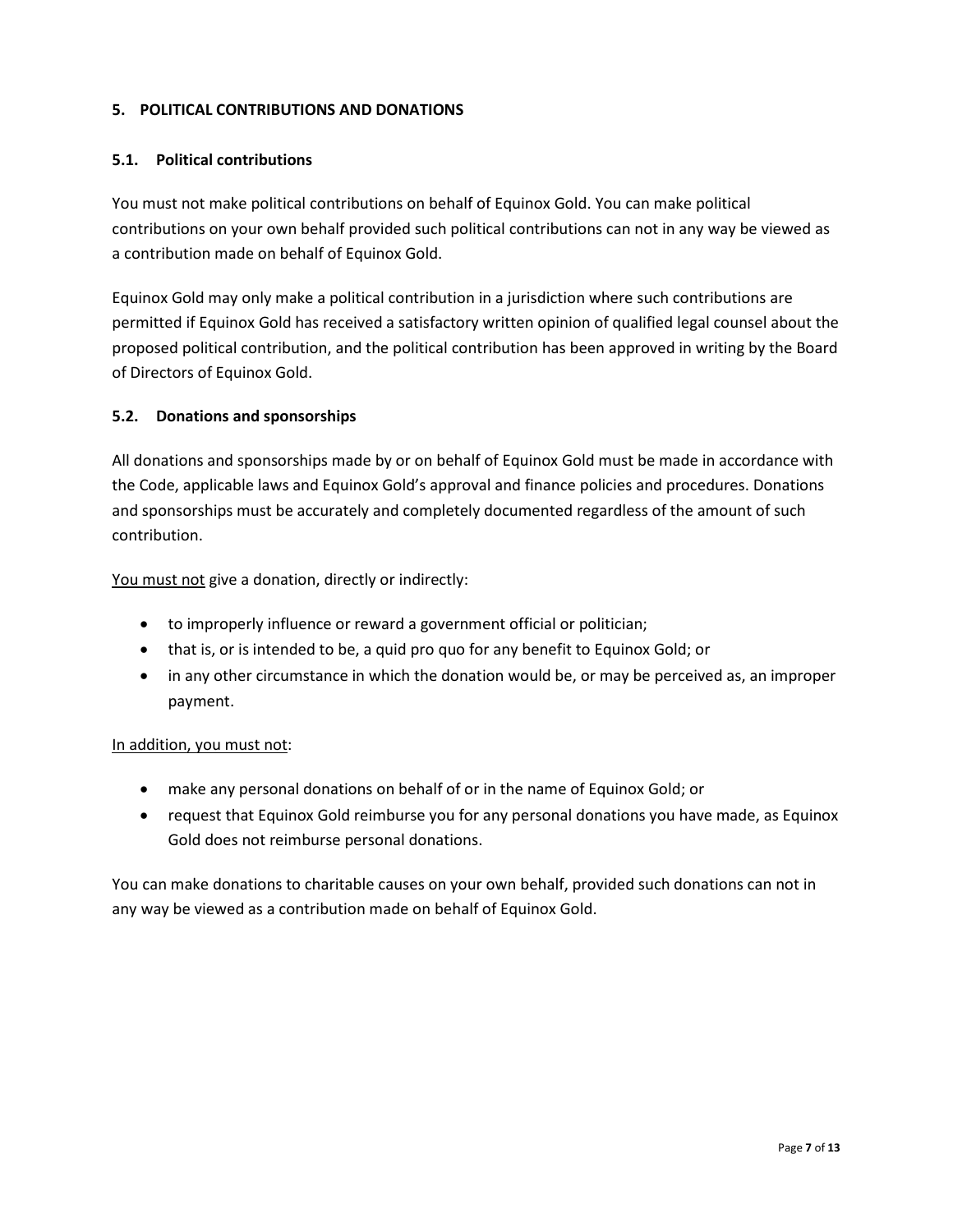## 5. POLITICAL CONTRIBUTIONS AND DONATIONS

### 5.1. Political contributions

You must not make political contributions on behalf of Equinox Gold. You can make political contributions on your own behalf provided such political contributions can not in any way be viewed as a contribution made on behalf of Equinox Gold.

Equinox Gold may only make a political contribution in a jurisdiction where such contributions are permitted if Equinox Gold has received a satisfactory written opinion of qualified legal counsel about the proposed political contribution, and the political contribution has been approved in writing by the Board of Directors of Equinox Gold.

### 5.2. Donations and sponsorships

All donations and sponsorships made by or on behalf of Equinox Gold must be made in accordance with the Code, applicable laws and Equinox Gold's approval and finance policies and procedures. Donations and sponsorships must be accurately and completely documented regardless of the amount of such contribution.

<u>You must not</u> give a donation, directly or indirectly:

- to improperly influence or reward a government official or politician;
- that is, or is intended to be, a quid pro quo for any benefit to Equinox Gold; or
- in any other circumstance in which the donation would be, or may be perceived as, an improper payment.

<u>In addition, you must not</u>:

- make any personal donations on behalf of or in the name of Equinox Gold; or
- request that Equinox Gold reimburse you for any personal donations you have made, as Equinox Gold does not reimburse personal donations.

You can make donations to charitable causes on your own behalf, provided such donations can not in any way be viewed as a contribution made on behalf of Equinox Gold.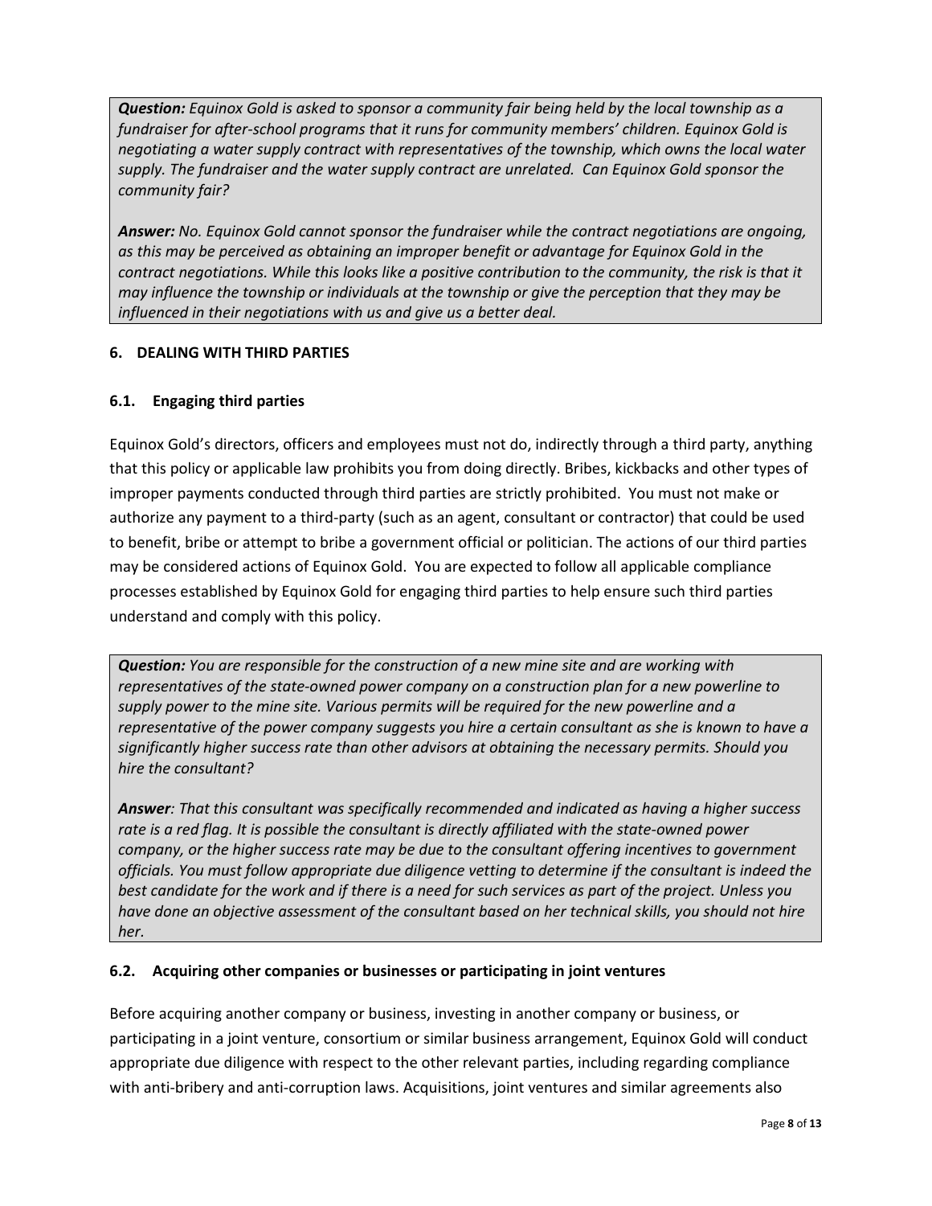***Question:*** *Equinox Gold is asked to sponsor a community fair being held by the local township as a fundraiser for after-school programs that it runs for community members' children. Equinox Gold is negotiating a water supply contract with representatives of the township, which owns the local water supply. The fundraiser and the water supply contract are unrelated. Can Equinox Gold sponsor the community fair?*

***Answer:*** *No. Equinox Gold cannot sponsor the fundraiser while the contract negotiations are ongoing, as this may be perceived as obtaining an improper benefit or advantage for Equinox Gold in the contract negotiations. While this looks like a positive contribution to the community, the risk is that it may influence the township or individuals at the township or give the perception that they may be influenced in their negotiations with us and give us a better deal.*

## 6. DEALING WITH THIRD PARTIES

### 6.1. Engaging third parties

Equinox Gold's directors, officers and employees must not do, indirectly through a third party, anything that this policy or applicable law prohibits you from doing directly. Bribes, kickbacks and other types of improper payments conducted through third parties are strictly prohibited. You must not make or authorize any payment to a third-party (such as an agent, consultant or contractor) that could be used to benefit, bribe or attempt to bribe a government official or politician. The actions of our third parties may be considered actions of Equinox Gold. You are expected to follow all applicable compliance processes established by Equinox Gold for engaging third parties to help ensure such third parties understand and comply with this policy.

***Question:*** *You are responsible for the construction of a new mine site and are working with representatives of the state-owned power company on a construction plan for a new powerline to supply power to the mine site. Various permits will be required for the new powerline and a representative of the power company suggests you hire a certain consultant as she is known to have a significantly higher success rate than other advisors at obtaining the necessary permits. Should you hire the consultant?*

***Answer****: That this consultant was specifically recommended and indicated as having a higher success rate is a red flag. It is possible the consultant is directly affiliated with the state-owned power company, or the higher success rate may be due to the consultant offering incentives to government officials. You must follow appropriate due diligence vetting to determine if the consultant is indeed the best candidate for the work and if there is a need for such services as part of the project. Unless you have done an objective assessment of the consultant based on her technical skills, you should not hire her.*

### 6.2. Acquiring other companies or businesses or participating in joint ventures

Before acquiring another company or business, investing in another company or business, or participating in a joint venture, consortium or similar business arrangement, Equinox Gold will conduct appropriate due diligence with respect to the other relevant parties, including regarding compliance with anti-bribery and anti-corruption laws. Acquisitions, joint ventures and similar agreements also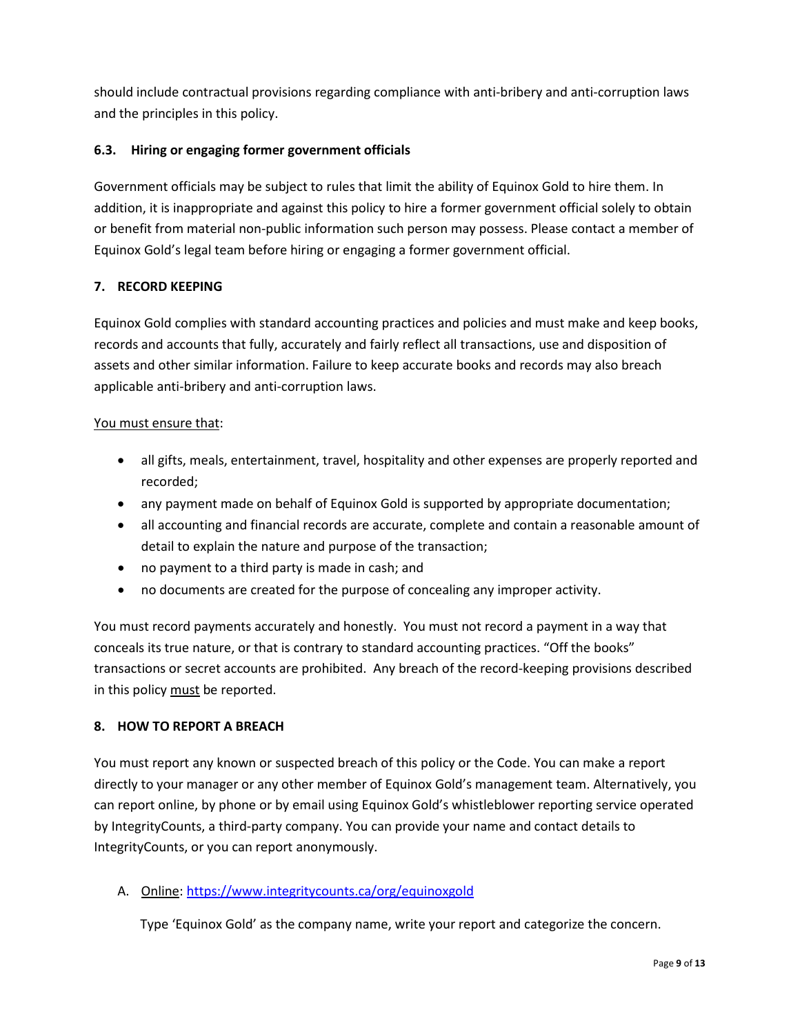should include contractual provisions regarding compliance with anti-bribery and anti-corruption laws and the principles in this policy.

### 6.3. Hiring or engaging former government officials

Government officials may be subject to rules that limit the ability of Equinox Gold to hire them. In addition, it is inappropriate and against this policy to hire a former government official solely to obtain or benefit from material non-public information such person may possess. Please contact a member of Equinox Gold's legal team before hiring or engaging a former government official.

## 7. RECORD KEEPING

Equinox Gold complies with standard accounting practices and policies and must make and keep books, records and accounts that fully, accurately and fairly reflect all transactions, use and disposition of assets and other similar information. Failure to keep accurate books and records may also breach applicable anti-bribery and anti-corruption laws.

<u>You must ensure that</u>:

- all gifts, meals, entertainment, travel, hospitality and other expenses are properly reported and recorded;
- any payment made on behalf of Equinox Gold is supported by appropriate documentation;
- all accounting and financial records are accurate, complete and contain a reasonable amount of detail to explain the nature and purpose of the transaction;
- no payment to a third party is made in cash; and
- no documents are created for the purpose of concealing any improper activity.

You must record payments accurately and honestly. You must not record a payment in a way that conceals its true nature, or that is contrary to standard accounting practices. "Off the books" transactions or secret accounts are prohibited. Any breach of the record-keeping provisions described in this policy <u>must</u> be reported.

## 8. HOW TO REPORT A BREACH

You must report any known or suspected breach of this policy or the Code. You can make a report directly to your manager or any other member of Equinox Gold's management team. Alternatively, you can report online, by phone or by email using Equinox Gold's whistleblower reporting service operated by IntegrityCounts, a third-party company. You can provide your name and contact details to IntegrityCounts, or you can report anonymously.

A. <u>Online</u>: https://www.integritycounts.ca/org/equinoxgold

   Type 'Equinox Gold' as the company name, write your report and categorize the concern.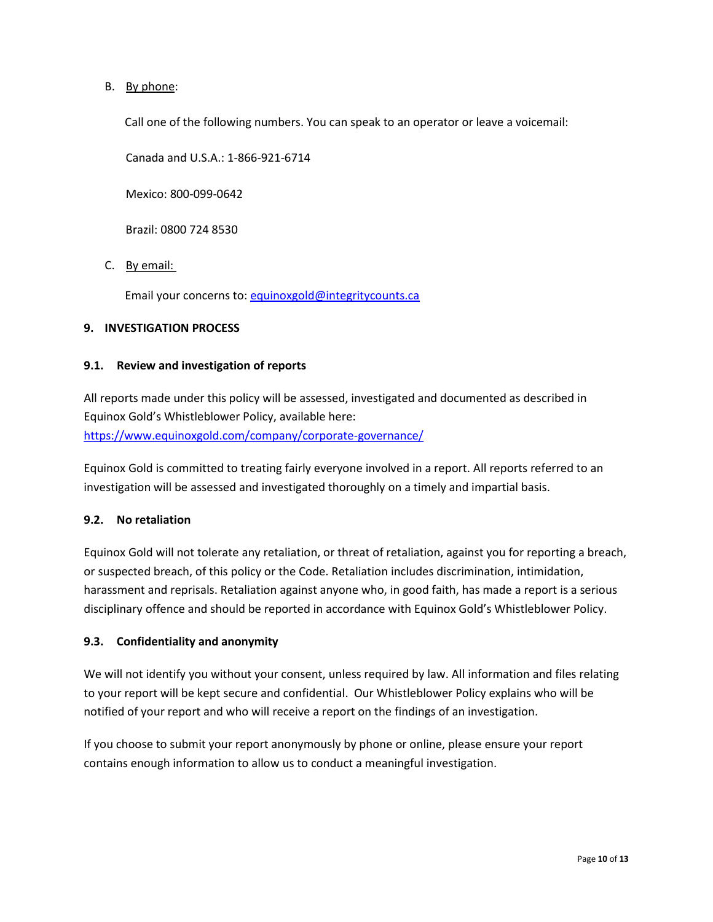B. <u>By phone</u>:

Call one of the following numbers. You can speak to an operator or leave a voicemail:

Canada and U.S.A.: 1-866-921-6714

Mexico: 800-099-0642

Brazil: 0800 724 8530

C. <u>By email:</u>

Email your concerns to: [equinoxgold@integritycounts.ca](mailto:equinoxgold@integritycounts.ca)

## 9. INVESTIGATION PROCESS

### 9.1. Review and investigation of reports

All reports made under this policy will be assessed, investigated and documented as described in Equinox Gold's Whistleblower Policy, available here: [https://www.equinoxgold.com/company/corporate-governance/](https://www.equinoxgold.com/company/corporate-governance/)

Equinox Gold is committed to treating fairly everyone involved in a report. All reports referred to an investigation will be assessed and investigated thoroughly on a timely and impartial basis.

### 9.2. No retaliation

Equinox Gold will not tolerate any retaliation, or threat of retaliation, against you for reporting a breach, or suspected breach, of this policy or the Code. Retaliation includes discrimination, intimidation, harassment and reprisals. Retaliation against anyone who, in good faith, has made a report is a serious disciplinary offence and should be reported in accordance with Equinox Gold's Whistleblower Policy.

### 9.3. Confidentiality and anonymity

We will not identify you without your consent, unless required by law. All information and files relating to your report will be kept secure and confidential. Our Whistleblower Policy explains who will be notified of your report and who will receive a report on the findings of an investigation.

If you choose to submit your report anonymously by phone or online, please ensure your report contains enough information to allow us to conduct a meaningful investigation.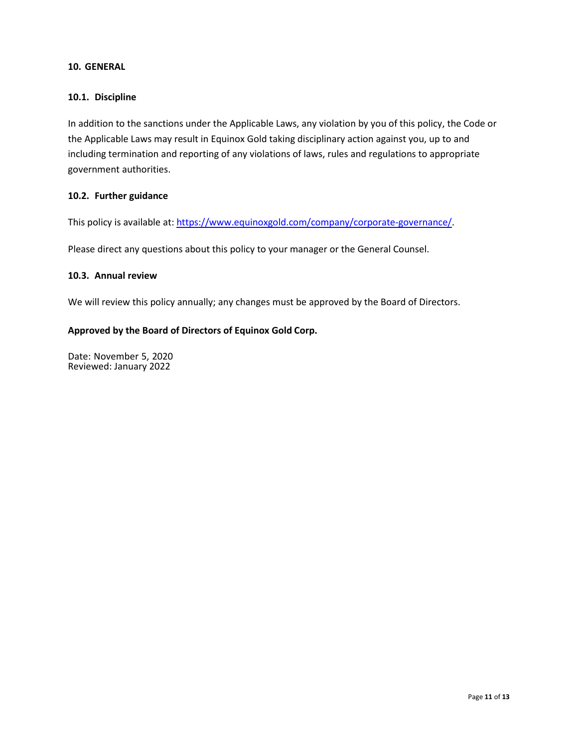## 10. GENERAL

### 10.1. Discipline

In addition to the sanctions under the Applicable Laws, any violation by you of this policy, the Code or the Applicable Laws may result in Equinox Gold taking disciplinary action against you, up to and including termination and reporting of any violations of laws, rules and regulations to appropriate government authorities.

### 10.2. Further guidance

This policy is available at: [https://www.equinoxgold.com/company/corporate-governance/](https://www.equinoxgold.com/company/corporate-governance/).

Please direct any questions about this policy to your manager or the General Counsel.

### 10.3. Annual review

We will review this policy annually; any changes must be approved by the Board of Directors.

**Approved by the Board of Directors of Equinox Gold Corp.**

Date: November 5, 2020
Reviewed: January 2022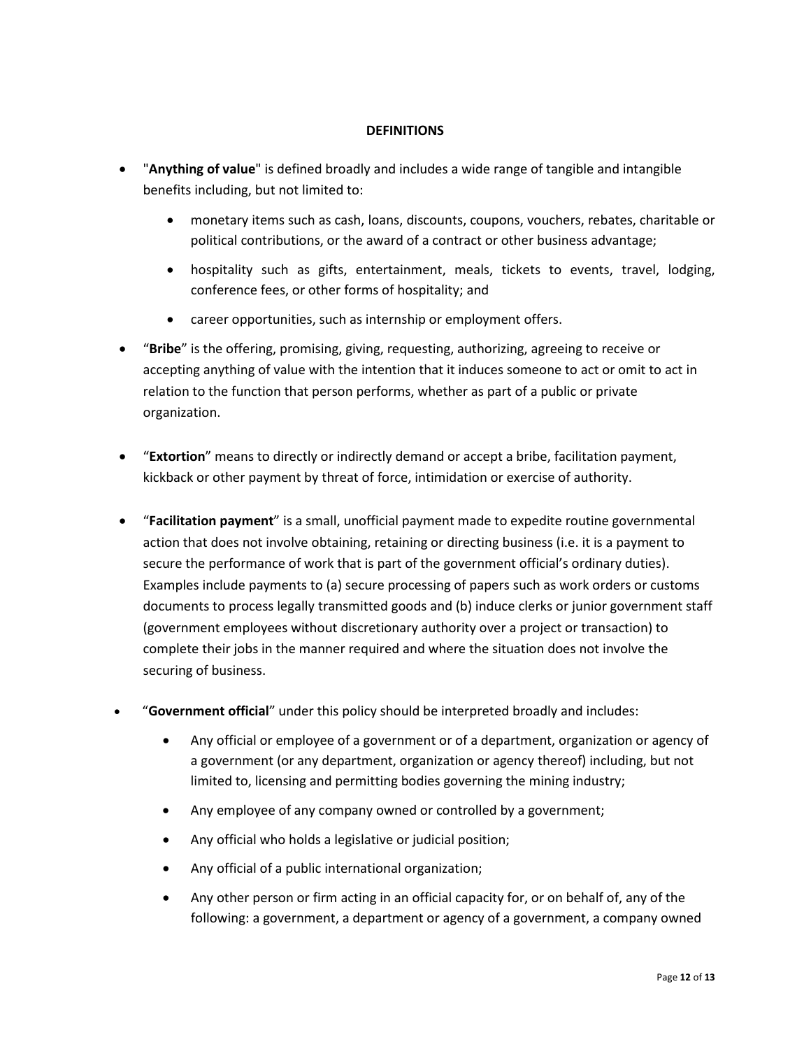**DEFINITIONS**

- "**Anything of value**" is defined broadly and includes a wide range of tangible and intangible benefits including, but not limited to:
  - monetary items such as cash, loans, discounts, coupons, vouchers, rebates, charitable or political contributions, or the award of a contract or other business advantage;
  - hospitality such as gifts, entertainment, meals, tickets to events, travel, lodging, conference fees, or other forms of hospitality; and
  - career opportunities, such as internship or employment offers.
- "**Bribe**" is the offering, promising, giving, requesting, authorizing, agreeing to receive or accepting anything of value with the intention that it induces someone to act or omit to act in relation to the function that person performs, whether as part of a public or private organization.
- "**Extortion**" means to directly or indirectly demand or accept a bribe, facilitation payment, kickback or other payment by threat of force, intimidation or exercise of authority.
- "**Facilitation payment**" is a small, unofficial payment made to expedite routine governmental action that does not involve obtaining, retaining or directing business (i.e. it is a payment to secure the performance of work that is part of the government official's ordinary duties). Examples include payments to (a) secure processing of papers such as work orders or customs documents to process legally transmitted goods and (b) induce clerks or junior government staff (government employees without discretionary authority over a project or transaction) to complete their jobs in the manner required and where the situation does not involve the securing of business.
- "**Government official**" under this policy should be interpreted broadly and includes:
  - Any official or employee of a government or of a department, organization or agency of a government (or any department, organization or agency thereof) including, but not limited to, licensing and permitting bodies governing the mining industry;
  - Any employee of any company owned or controlled by a government;
  - Any official who holds a legislative or judicial position;
  - Any official of a public international organization;
  - Any other person or firm acting in an official capacity for, or on behalf of, any of the following: a government, a department or agency of a government, a company owned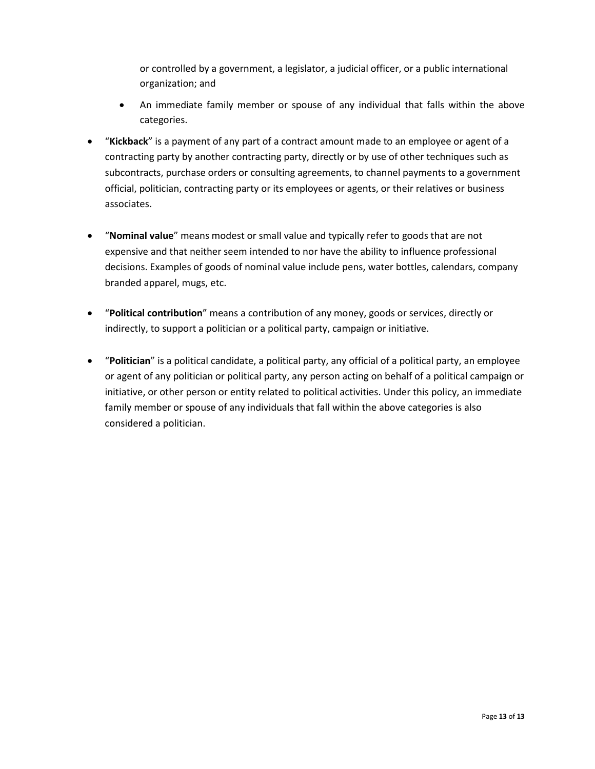or controlled by a government, a legislator, a judicial officer, or a public international organization; and

  - An immediate family member or spouse of any individual that falls within the above categories.

- "**Kickback**" is a payment of any part of a contract amount made to an employee or agent of a contracting party by another contracting party, directly or by use of other techniques such as subcontracts, purchase orders or consulting agreements, to channel payments to a government official, politician, contracting party or its employees or agents, or their relatives or business associates.

- "**Nominal value**" means modest or small value and typically refer to goods that are not expensive and that neither seem intended to nor have the ability to influence professional decisions. Examples of goods of nominal value include pens, water bottles, calendars, company branded apparel, mugs, etc.

- "**Political contribution**" means a contribution of any money, goods or services, directly or indirectly, to support a politician or a political party, campaign or initiative.

- "**Politician**" is a political candidate, a political party, any official of a political party, an employee or agent of any politician or political party, any person acting on behalf of a political campaign or initiative, or other person or entity related to political activities. Under this policy, an immediate family member or spouse of any individuals that fall within the above categories is also considered a politician.